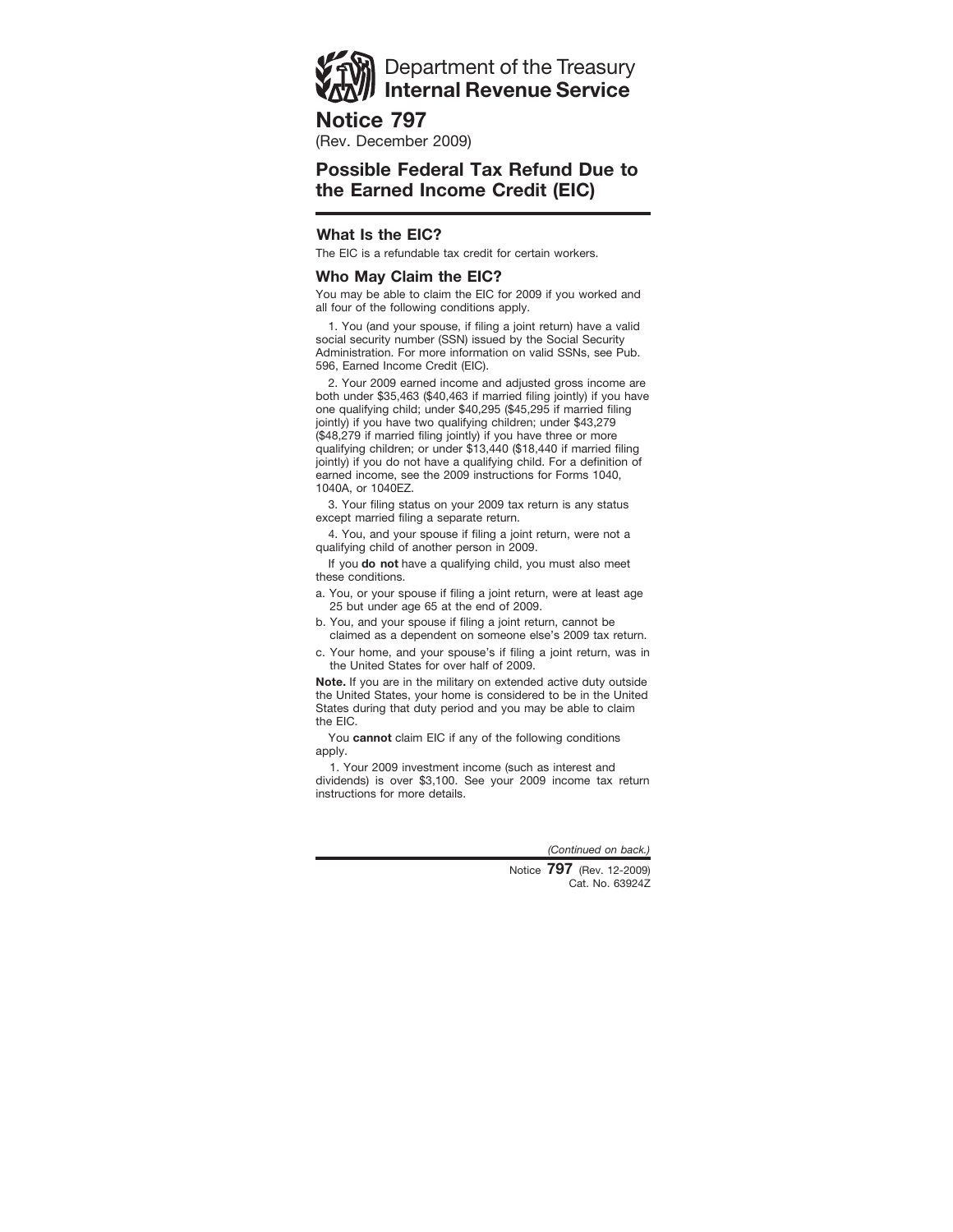Department of the Treasury
**Internal Revenue Service**

# Notice 797

(Rev. December 2009)

## Possible Federal Tax Refund Due to the Earned Income Credit (EIC)

### What Is the EIC?

The EIC is a refundable tax credit for certain workers.

### Who May Claim the EIC?

You may be able to claim the EIC for 2009 if you worked and all four of the following conditions apply.

1. You (and your spouse, if filing a joint return) have a valid social security number (SSN) issued by the Social Security Administration. For more information on valid SSNs, see Pub. 596, Earned Income Credit (EIC).

2. Your 2009 earned income and adjusted gross income are both under $35,463 ($40,463 if married filing jointly) if you have one qualifying child; under $40,295 ($45,295 if married filing jointly) if you have two qualifying children; under $43,279 ($48,279 if married filing jointly) if you have three or more qualifying children; or under $13,440 ($18,440 if married filing jointly) if you do not have a qualifying child. For a definition of earned income, see the 2009 instructions for Forms 1040, 1040A, or 1040EZ.

3. Your filing status on your 2009 tax return is any status except married filing a separate return.

4. You, and your spouse if filing a joint return, were not a qualifying child of another person in 2009.

If you **do not** have a qualifying child, you must also meet these conditions.

a. You, or your spouse if filing a joint return, were at least age 25 but under age 65 at the end of 2009.

b. You, and your spouse if filing a joint return, cannot be claimed as a dependent on someone else's 2009 tax return.

c. Your home, and your spouse's if filing a joint return, was in the United States for over half of 2009.

**Note.** If you are in the military on extended active duty outside the United States, your home is considered to be in the United States during that duty period and you may be able to claim the EIC.

You **cannot** claim EIC if any of the following conditions apply.

1. Your 2009 investment income (such as interest and dividends) is over $3,100. See your 2009 income tax return instructions for more details.

*(Continued on back.)*

Notice **797** (Rev. 12-2009)
Cat. No. 63924Z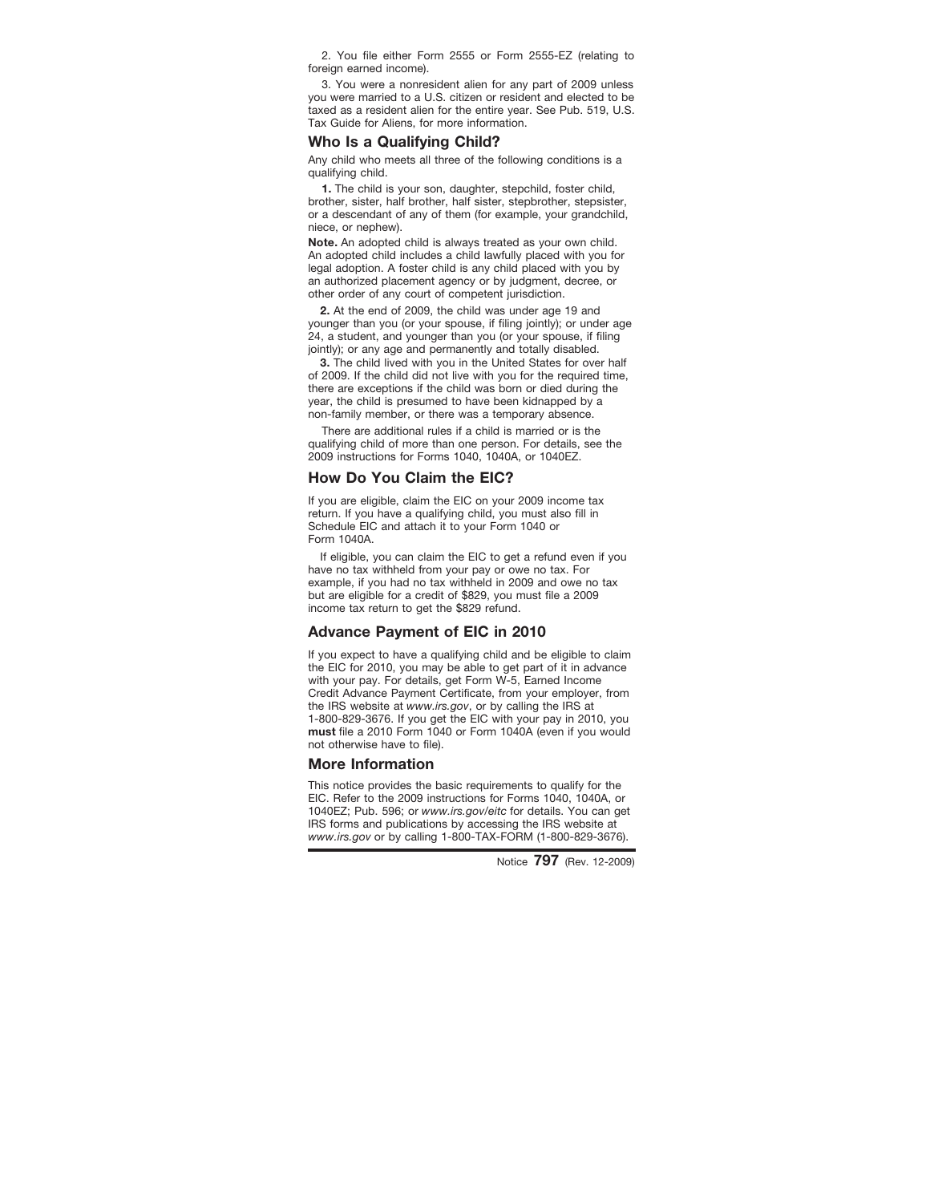2. You file either Form 2555 or Form 2555-EZ (relating to foreign earned income).

3. You were a nonresident alien for any part of 2009 unless you were married to a U.S. citizen or resident and elected to be taxed as a resident alien for the entire year. See Pub. 519, U.S. Tax Guide for Aliens, for more information.

## Who Is a Qualifying Child?

Any child who meets all three of the following conditions is a qualifying child.

**1.** The child is your son, daughter, stepchild, foster child, brother, sister, half brother, half sister, stepbrother, stepsister, or a descendant of any of them (for example, your grandchild, niece, or nephew).

**Note.** An adopted child is always treated as your own child. An adopted child includes a child lawfully placed with you for legal adoption. A foster child is any child placed with you by an authorized placement agency or by judgment, decree, or other order of any court of competent jurisdiction.

**2.** At the end of 2009, the child was under age 19 and younger than you (or your spouse, if filing jointly); or under age 24, a student, and younger than you (or your spouse, if filing jointly); or any age and permanently and totally disabled.

**3.** The child lived with you in the United States for over half of 2009. If the child did not live with you for the required time, there are exceptions if the child was born or died during the year, the child is presumed to have been kidnapped by a non-family member, or there was a temporary absence.

There are additional rules if a child is married or is the qualifying child of more than one person. For details, see the 2009 instructions for Forms 1040, 1040A, or 1040EZ.

## How Do You Claim the EIC?

If you are eligible, claim the EIC on your 2009 income tax return. If you have a qualifying child, you must also fill in Schedule EIC and attach it to your Form 1040 or Form 1040A.

If eligible, you can claim the EIC to get a refund even if you have no tax withheld from your pay or owe no tax. For example, if you had no tax withheld in 2009 and owe no tax but are eligible for a credit of $829, you must file a 2009 income tax return to get the $829 refund.

## Advance Payment of EIC in 2010

If you expect to have a qualifying child and be eligible to claim the EIC for 2010, you may be able to get part of it in advance with your pay. For details, get Form W-5, Earned Income Credit Advance Payment Certificate, from your employer, from the IRS website at *www.irs.gov*, or by calling the IRS at 1-800-829-3676. If you get the EIC with your pay in 2010, you **must** file a 2010 Form 1040 or Form 1040A (even if you would not otherwise have to file).

## More Information

This notice provides the basic requirements to qualify for the EIC. Refer to the 2009 instructions for Forms 1040, 1040A, or 1040EZ; Pub. 596; or *www.irs.gov/eitc* for details. You can get IRS forms and publications by accessing the IRS website at *www.irs.gov* or by calling 1-800-TAX-FORM (1-800-829-3676).